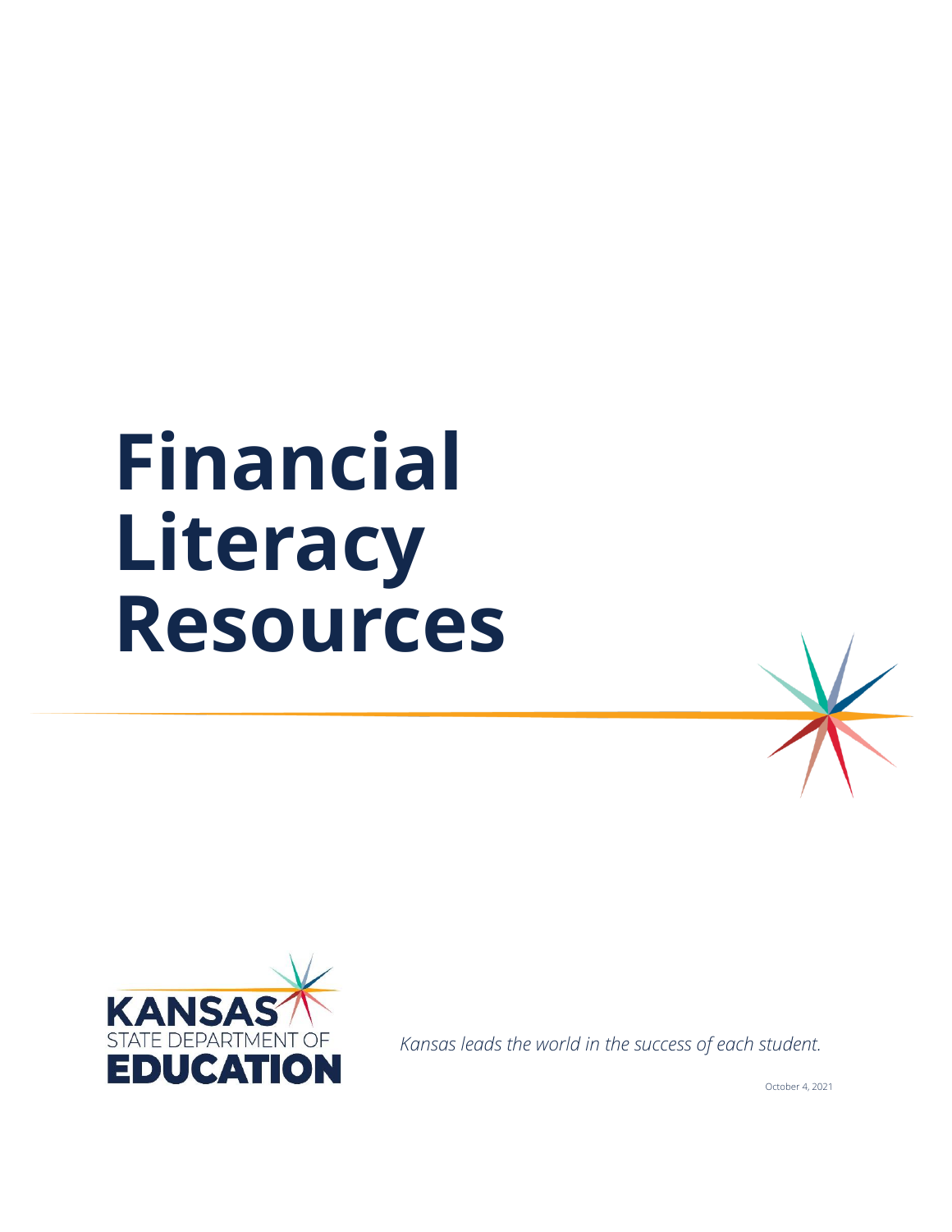# Financial Literacy Resources

KANSAS STATE DEPARTMENT OF EDUCATION

*Kansas leads the world in the success of each student.*

October 4, 2021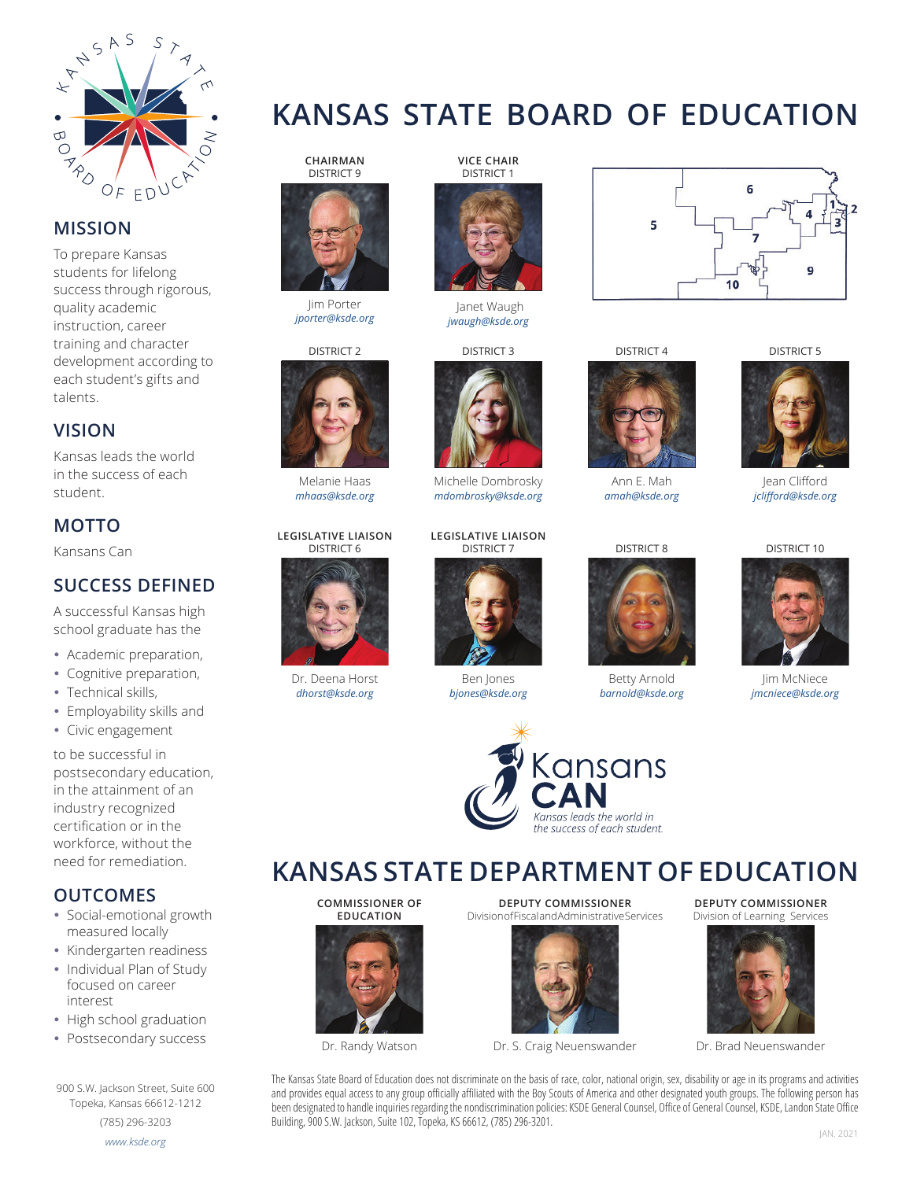# KANSAS STATE BOARD OF EDUCATION

## MISSION

To prepare Kansas students for lifelong success through rigorous, quality academic instruction, career training and character development according to each student's gifts and talents.

## VISION

Kansas leads the world in the success of each student.

## MOTTO

Kansans Can

## SUCCESS DEFINED

A successful Kansas high school graduate has the

- Academic preparation,
- Cognitive preparation,
- Technical skills,
- Employability skills and
- Civic engagement

to be successful in postsecondary education, in the attainment of an industry recognized certification or in the workforce, without the need for remediation.

## OUTCOMES

- Social-emotional growth measured locally
- Kindergarten readiness
- Individual Plan of Study focused on career interest
- High school graduation
- Postsecondary success

900 S.W. Jackson Street, Suite 600
Topeka, Kansas 66612-1212
(785) 296-3203
*www.ksde.org*

**CHAIRMAN**
DISTRICT 9
Jim Porter
*jporter@ksde.org*

**VICE CHAIR**
DISTRICT 1
Janet Waugh
*jwaugh@ksde.org*

DISTRICT 2
Melanie Haas
*mhaas@ksde.org*

DISTRICT 3
Michelle Dombrosky
*mdombrosky@ksde.org*

DISTRICT 4
Ann E. Mah
*amah@ksde.org*

DISTRICT 5
Jean Clifford
*jclifford@ksde.org*

**LEGISLATIVE LIAISON**
DISTRICT 6
Dr. Deena Horst
*dhorst@ksde.org*

**LEGISLATIVE LIAISON**
DISTRICT 7
Ben Jones
*bjones@ksde.org*

DISTRICT 8
Betty Arnold
*barnold@ksde.org*

DISTRICT 10
Jim McNiece
*jmcniece@ksde.org*

Kansans CAN
*Kansas leads the world in the success of each student.*

# KANSAS STATE DEPARTMENT OF EDUCATION

**COMMISSIONER OF EDUCATION**
Dr. Randy Watson

**DEPUTY COMMISSIONER**
Division of Fiscal and Administrative Services
Dr. S. Craig Neuenswander

**DEPUTY COMMISSIONER**
Division of Learning Services
Dr. Brad Neuenswander

The Kansas State Board of Education does not discriminate on the basis of race, color, national origin, sex, disability or age in its programs and activities and provides equal access to any group officially affiliated with the Boy Scouts of America and other designated youth groups. The following person has been designated to handle inquiries regarding the nondiscrimination policies: KSDE General Counsel, Office of General Counsel, KSDE, Landon State Office Building, 900 S.W. Jackson, Suite 102, Topeka, KS 66612, (785) 296-3201.

JAN. 2021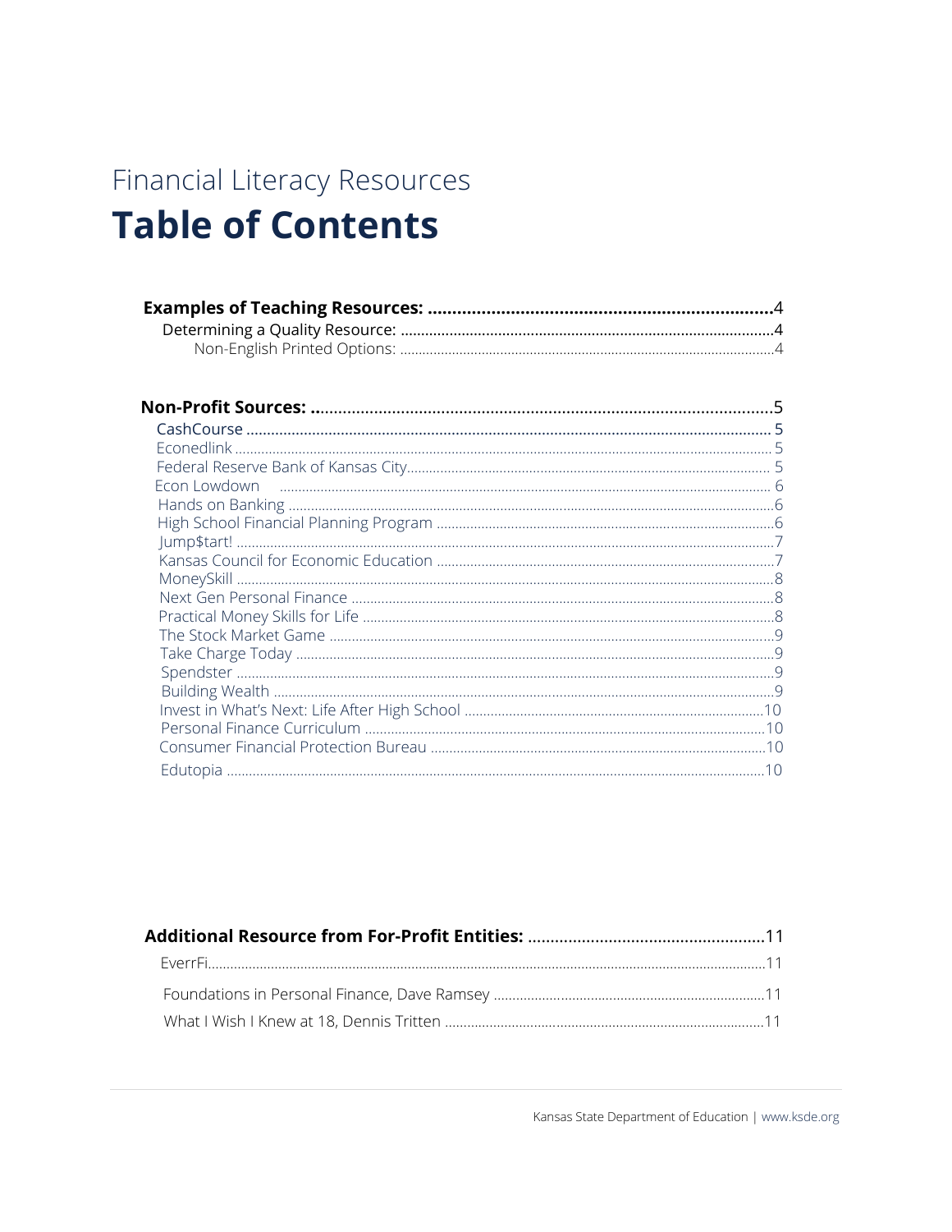Financial Literacy Resources

# Table of Contents

**Examples of Teaching Resources: ....................................................................4**
- Determining a Quality Resource: ....................................................................4
  - Non-English Printed Options: ....................................................................4

**Non-Profit Sources: ....................................................................5**
- CashCourse ....................................................................5
- Econedlink ....................................................................5
- Federal Reserve Bank of Kansas City ....................................................................5
- Econ Lowdown ....................................................................6
- Hands on Banking ....................................................................6
- High School Financial Planning Program ....................................................................6
- Jump$tart! ....................................................................7
- Kansas Council for Economic Education ....................................................................7
- MoneySkill ....................................................................8
- Next Gen Personal Finance ....................................................................8
- Practical Money Skills for Life ....................................................................8
- The Stock Market Game ....................................................................9
- Take Charge Today ....................................................................9
- Spendster ....................................................................9
- Building Wealth ....................................................................9
- Invest in What's Next: Life After High School ....................................................................10
- Personal Finance Curriculum ....................................................................10
- Consumer Financial Protection Bureau ....................................................................10
- Edutopia ....................................................................10

**Additional Resource from For-Profit Entities: ....................................................................11**
- EverrFi ....................................................................11
- Foundations in Personal Finance, Dave Ramsey ....................................................................11
- What I Wish I Knew at 18, Dennis Tritten ....................................................................11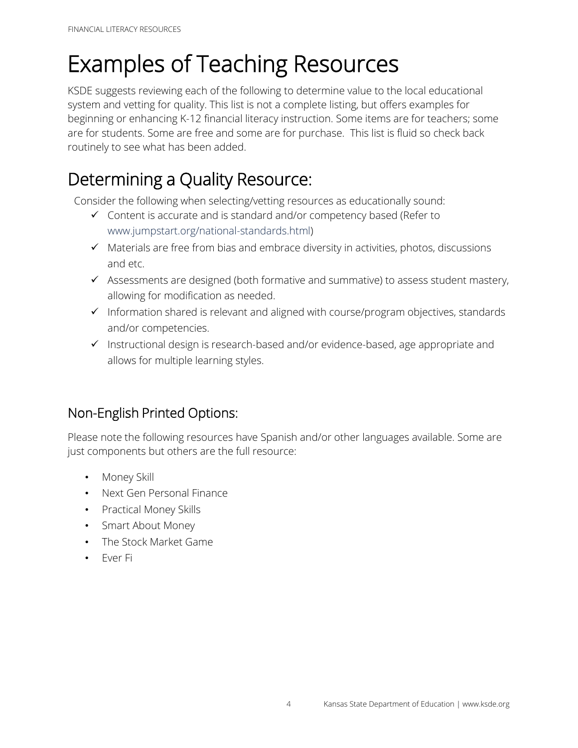# Examples of Teaching Resources

KSDE suggests reviewing each of the following to determine value to the local educational system and vetting for quality. This list is not a complete listing, but offers examples for beginning or enhancing K-12 financial literacy instruction. Some items are for teachers; some are for students. Some are free and some are for purchase. This list is fluid so check back routinely to see what has been added.

## Determining a Quality Resource:

Consider the following when selecting/vetting resources as educationally sound:

- ✓ Content is accurate and is standard and/or competency based (Refer to www.jumpstart.org/national-standards.html)
- ✓ Materials are free from bias and embrace diversity in activities, photos, discussions and etc.
- ✓ Assessments are designed (both formative and summative) to assess student mastery, allowing for modification as needed.
- ✓ Information shared is relevant and aligned with course/program objectives, standards and/or competencies.
- ✓ Instructional design is research-based and/or evidence-based, age appropriate and allows for multiple learning styles.

### Non-English Printed Options:

Please note the following resources have Spanish and/or other languages available. Some are just components but others are the full resource:

- Money Skill
- Next Gen Personal Finance
- Practical Money Skills
- Smart About Money
- The Stock Market Game
- Ever Fi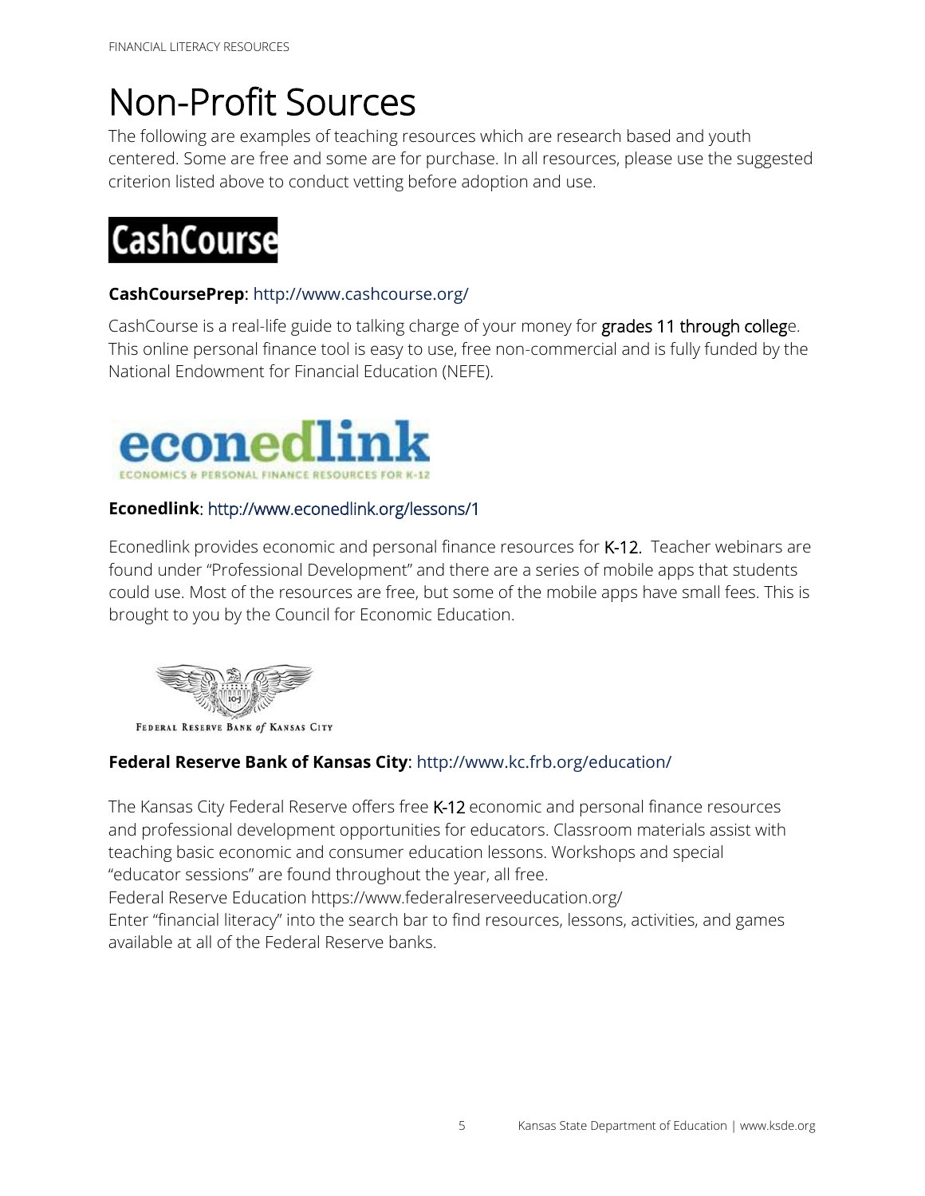# Non-Profit Sources

The following are examples of teaching resources which are research based and youth centered. Some are free and some are for purchase. In all resources, please use the suggested criterion listed above to conduct vetting before adoption and use.

**CashCoursePrep**: http://www.cashcourse.org/

CashCourse is a real-life guide to talking charge of your money for grades 11 through college. This online personal finance tool is easy to use, free non-commercial and is fully funded by the National Endowment for Financial Education (NEFE).

**Econedlink**: http://www.econedlink.org/lessons/1

Econedlink provides economic and personal finance resources for K-12. Teacher webinars are found under "Professional Development" and there are a series of mobile apps that students could use. Most of the resources are free, but some of the mobile apps have small fees. This is brought to you by the Council for Economic Education.

**Federal Reserve Bank of Kansas City**: http://www.kc.frb.org/education/

The Kansas City Federal Reserve offers free K-12 economic and personal finance resources and professional development opportunities for educators. Classroom materials assist with teaching basic economic and consumer education lessons. Workshops and special "educator sessions" are found throughout the year, all free.
Federal Reserve Education https://www.federalreserveeducation.org/
Enter "financial literacy" into the search bar to find resources, lessons, activities, and games available at all of the Federal Reserve banks.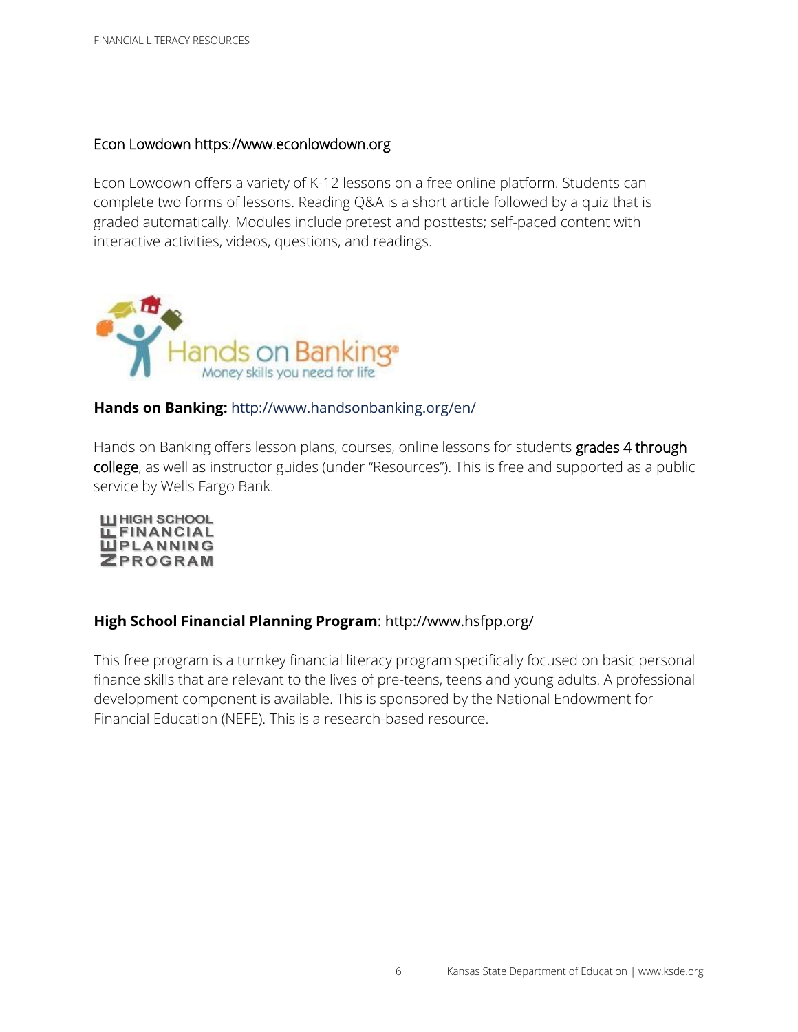Econ Lowdown https://www.econlowdown.org

Econ Lowdown offers a variety of K-12 lessons on a free online platform. Students can complete two forms of lessons. Reading Q&A is a short article followed by a quiz that is graded automatically. Modules include pretest and posttests; self-paced content with interactive activities, videos, questions, and readings.

**Hands on Banking:** http://www.handsonbanking.org/en/

Hands on Banking offers lesson plans, courses, online lessons for students grades 4 through college, as well as instructor guides (under "Resources"). This is free and supported as a public service by Wells Fargo Bank.

**High School Financial Planning Program**: http://www.hsfpp.org/

This free program is a turnkey financial literacy program specifically focused on basic personal finance skills that are relevant to the lives of pre-teens, teens and young adults. A professional development component is available. This is sponsored by the National Endowment for Financial Education (NEFE). This is a research-based resource.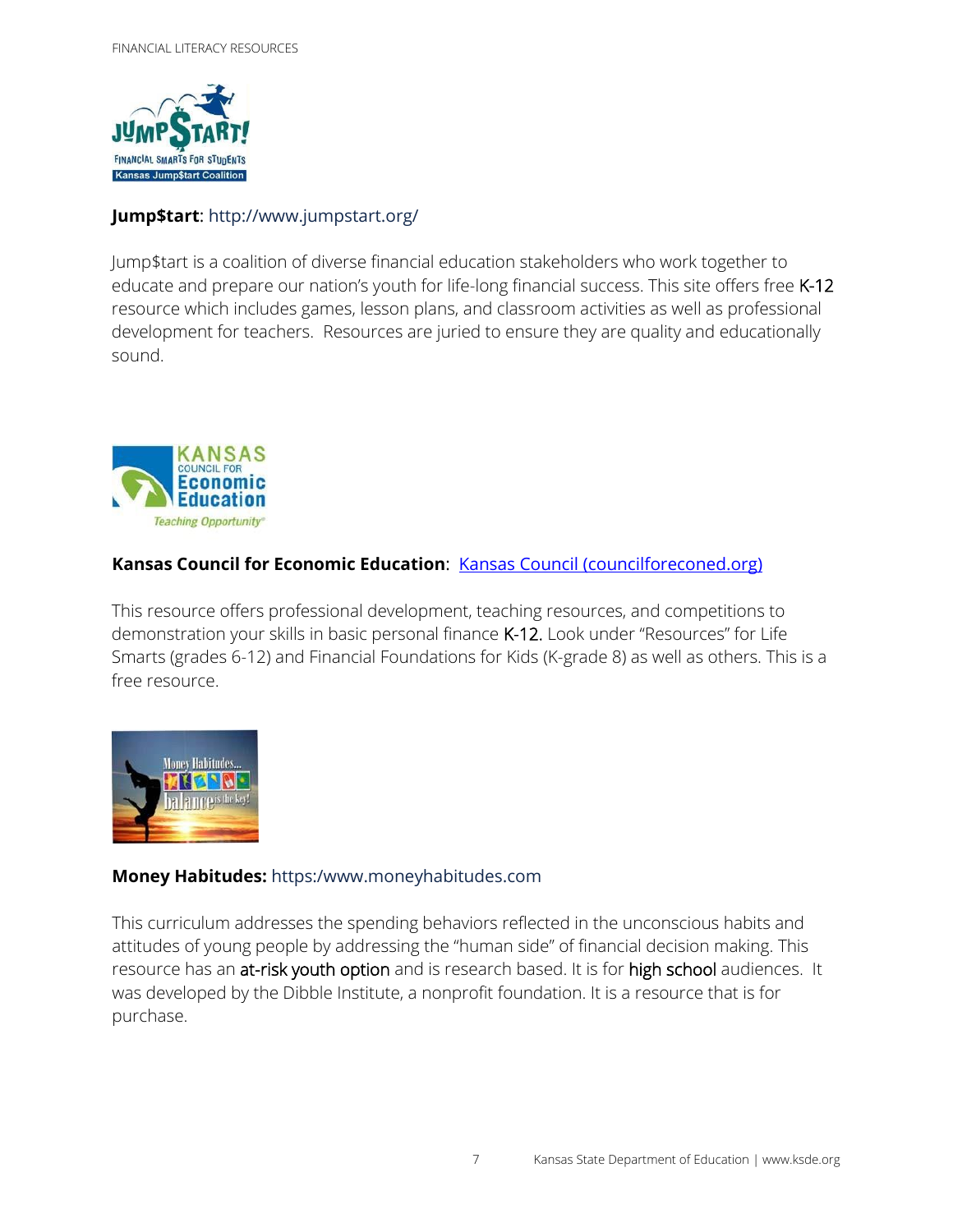**Jump$tart**: http://www.jumpstart.org/

Jump$tart is a coalition of diverse financial education stakeholders who work together to educate and prepare our nation's youth for life-long financial success. This site offers free K-12 resource which includes games, lesson plans, and classroom activities as well as professional development for teachers. Resources are juried to ensure they are quality and educationally sound.

**Kansas Council for Economic Education**: [Kansas Council (councilforeconed.org)](councilforeconed.org)

This resource offers professional development, teaching resources, and competitions to demonstration your skills in basic personal finance K-12. Look under "Resources" for Life Smarts (grades 6-12) and Financial Foundations for Kids (K-grade 8) as well as others. This is a free resource.

**Money Habitudes:** https:/www.moneyhabitudes.com

This curriculum addresses the spending behaviors reflected in the unconscious habits and attitudes of young people by addressing the "human side" of financial decision making. This resource has an at-risk youth option and is research based. It is for high school audiences. It was developed by the Dibble Institute, a nonprofit foundation. It is a resource that is for purchase.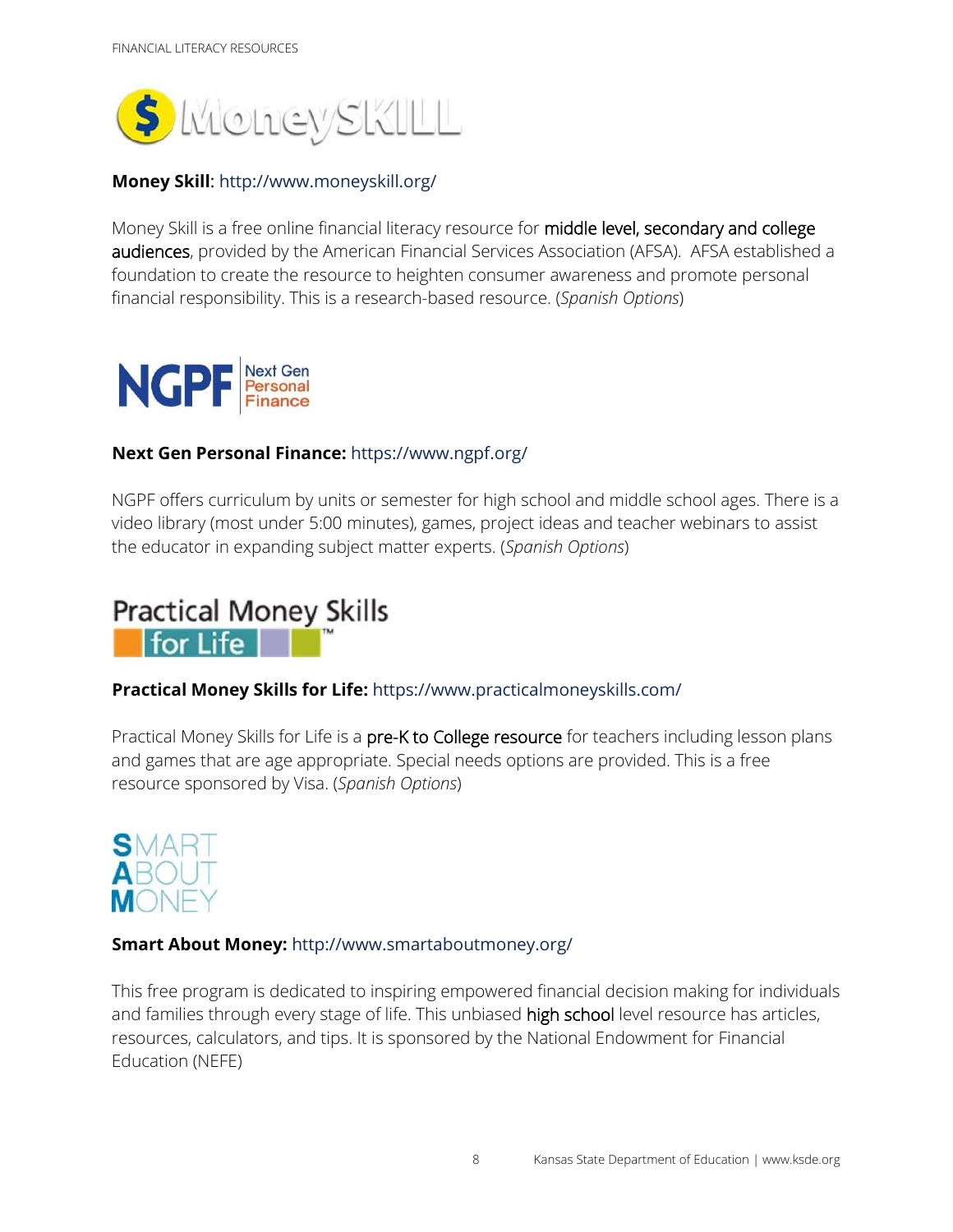**Money Skill**: http://www.moneyskill.org/

Money Skill is a free online financial literacy resource for middle level, secondary and college audiences, provided by the American Financial Services Association (AFSA). AFSA established a foundation to create the resource to heighten consumer awareness and promote personal financial responsibility. This is a research-based resource. (*Spanish Options*)

**Next Gen Personal Finance:** https://www.ngpf.org/

NGPF offers curriculum by units or semester for high school and middle school ages. There is a video library (most under 5:00 minutes), games, project ideas and teacher webinars to assist the educator in expanding subject matter experts. (*Spanish Options*)

**Practical Money Skills for Life:** https://www.practicalmoneyskills.com/

Practical Money Skills for Life is a pre-K to College resource for teachers including lesson plans and games that are age appropriate. Special needs options are provided. This is a free resource sponsored by Visa. (*Spanish Options*)

**Smart About Money:** http://www.smartaboutmoney.org/

This free program is dedicated to inspiring empowered financial decision making for individuals and families through every stage of life. This unbiased high school level resource has articles, resources, calculators, and tips. It is sponsored by the National Endowment for Financial Education (NEFE)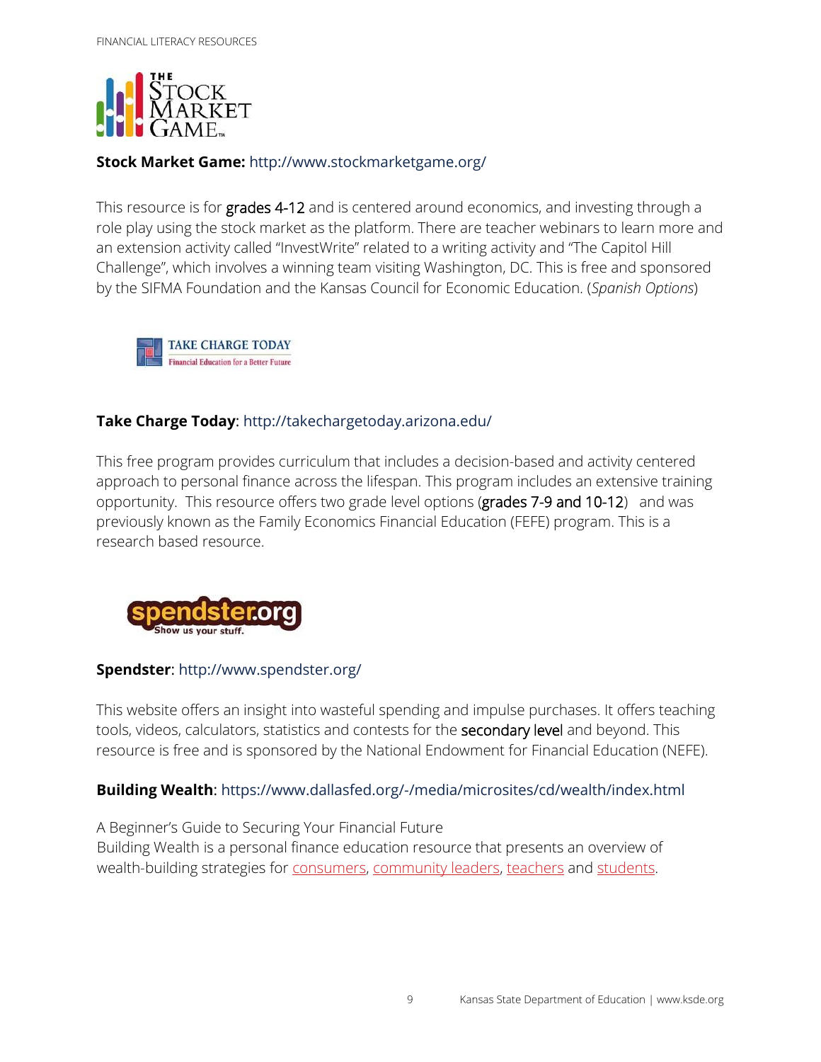**Stock Market Game:** http://www.stockmarketgame.org/

This resource is for grades 4-12 and is centered around economics, and investing through a role play using the stock market as the platform. There are teacher webinars to learn more and an extension activity called "InvestWrite" related to a writing activity and "The Capitol Hill Challenge", which involves a winning team visiting Washington, DC. This is free and sponsored by the SIFMA Foundation and the Kansas Council for Economic Education. (*Spanish Options*)

**Take Charge Today**: http://takechargetoday.arizona.edu/

This free program provides curriculum that includes a decision-based and activity centered approach to personal finance across the lifespan. This program includes an extensive training opportunity. This resource offers two grade level options (grades 7-9 and 10-12) and was previously known as the Family Economics Financial Education (FEFE) program. This is a research based resource.

**Spendster**: http://www.spendster.org/

This website offers an insight into wasteful spending and impulse purchases. It offers teaching tools, videos, calculators, statistics and contests for the secondary level and beyond. This resource is free and is sponsored by the National Endowment for Financial Education (NEFE).

**Building Wealth**: https://www.dallasfed.org/-/media/microsites/cd/wealth/index.html

A Beginner's Guide to Securing Your Financial Future
Building Wealth is a personal finance education resource that presents an overview of wealth-building strategies for consumers, community leaders, teachers and students.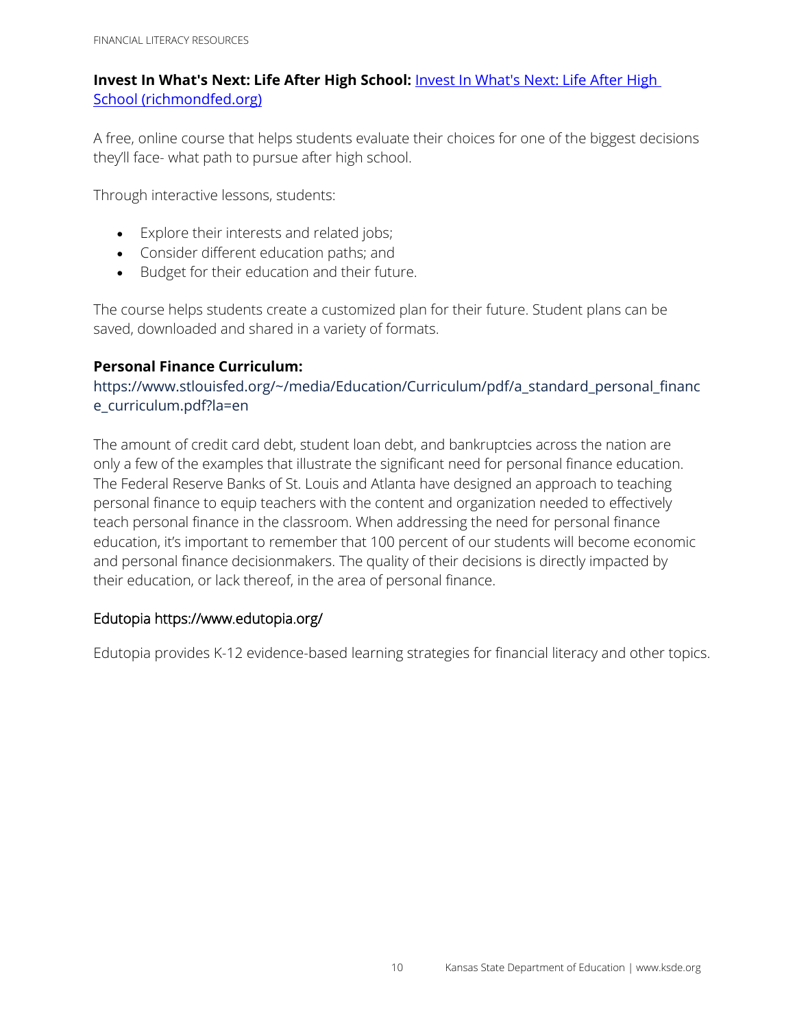**Invest In What's Next: Life After High School:** [Invest In What's Next: Life After High School (richmondfed.org)](richmondfed.org)

A free, online course that helps students evaluate their choices for one of the biggest decisions they'll face- what path to pursue after high school.

Through interactive lessons, students:

- Explore their interests and related jobs;
- Consider different education paths; and
- Budget for their education and their future.

The course helps students create a customized plan for their future. Student plans can be saved, downloaded and shared in a variety of formats.

**Personal Finance Curriculum:**
https://www.stlouisfed.org/~/media/Education/Curriculum/pdf/a_standard_personal_finance_curriculum.pdf?la=en

The amount of credit card debt, student loan debt, and bankruptcies across the nation are only a few of the examples that illustrate the significant need for personal finance education. The Federal Reserve Banks of St. Louis and Atlanta have designed an approach to teaching personal finance to equip teachers with the content and organization needed to effectively teach personal finance in the classroom. When addressing the need for personal finance education, it's important to remember that 100 percent of our students will become economic and personal finance decisionmakers. The quality of their decisions is directly impacted by their education, or lack thereof, in the area of personal finance.

Edutopia https://www.edutopia.org/

Edutopia provides K-12 evidence-based learning strategies for financial literacy and other topics.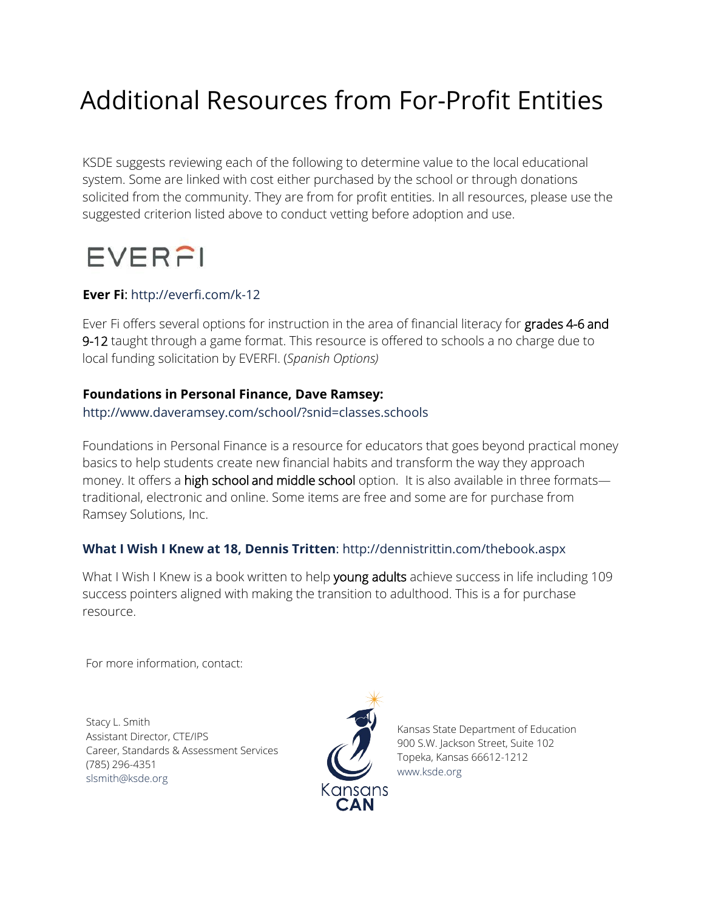# Additional Resources from For-Profit Entities

KSDE suggests reviewing each of the following to determine value to the local educational system. Some are linked with cost either purchased by the school or through donations solicited from the community. They are from for profit entities. In all resources, please use the suggested criterion listed above to conduct vetting before adoption and use.

EVERFI

**Ever Fi**: http://everfi.com/k-12

Ever Fi offers several options for instruction in the area of financial literacy for grades 4-6 and 9-12 taught through a game format. This resource is offered to schools a no charge due to local funding solicitation by EVERFI. (*Spanish Options)*

**Foundations in Personal Finance, Dave Ramsey:**
http://www.daveramsey.com/school/?snid=classes.schools

Foundations in Personal Finance is a resource for educators that goes beyond practical money basics to help students create new financial habits and transform the way they approach money. It offers a high school and middle school option. It is also available in three formats—traditional, electronic and online. Some items are free and some are for purchase from Ramsey Solutions, Inc.

**What I Wish I Knew at 18, Dennis Tritten**: http://dennistrittin.com/thebook.aspx

What I Wish I Knew is a book written to help young adults achieve success in life including 109 success pointers aligned with making the transition to adulthood. This is a for purchase resource.

For more information, contact:

Stacy L. Smith
Assistant Director, CTE/IPS
Career, Standards & Assessment Services
(785) 296-4351
slsmith@ksde.org

Kansans CAN

Kansas State Department of Education
900 S.W. Jackson Street, Suite 102
Topeka, Kansas 66612-1212
www.ksde.org